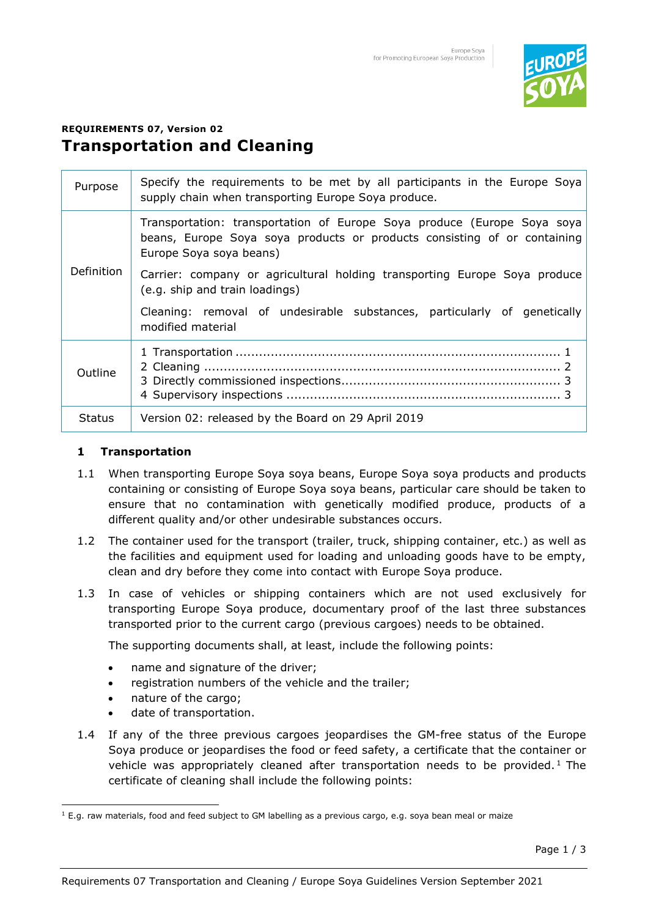**REQUIREMENTS 07, Version 02**

# Transportation and Cleaning

| | |
|---|---|
| Purpose | Specify the requirements to be met by all participants in the Europe Soya supply chain when transporting Europe Soya produce. |
| Definition | Transportation: transportation of Europe Soya produce (Europe Soya soya beans, Europe Soya soya products or products consisting of or containing Europe Soya soya beans)<br><br>Carrier: company or agricultural holding transporting Europe Soya produce (e.g. ship and train loadings)<br><br>Cleaning: removal of undesirable substances, particularly of genetically modified material |
| Outline | 1 Transportation ........ 1<br>2 Cleaning ........ 2<br>3 Directly commissioned inspections........ 3<br>4 Supervisory inspections ........ 3 |
| Status | Version 02: released by the Board on 29 April 2019 |

## 1 Transportation

1.1 When transporting Europe Soya soya beans, Europe Soya soya products and products containing or consisting of Europe Soya soya beans, particular care should be taken to ensure that no contamination with genetically modified produce, products of a different quality and/or other undesirable substances occurs.

1.2 The container used for the transport (trailer, truck, shipping container, etc.) as well as the facilities and equipment used for loading and unloading goods have to be empty, clean and dry before they come into contact with Europe Soya produce.

1.3 In case of vehicles or shipping containers which are not used exclusively for transporting Europe Soya produce, documentary proof of the last three substances transported prior to the current cargo (previous cargoes) needs to be obtained.

The supporting documents shall, at least, include the following points:

- name and signature of the driver;
- registration numbers of the vehicle and the trailer;
- nature of the cargo;
- date of transportation.

1.4 If any of the three previous cargoes jeopardises the GM-free status of the Europe Soya produce or jeopardises the food or feed safety, a certificate that the container or vehicle was appropriately cleaned after transportation needs to be provided.[1] The certificate of cleaning shall include the following points:

[1] E.g. raw materials, food and feed subject to GM labelling as a previous cargo, e.g. soya bean meal or maize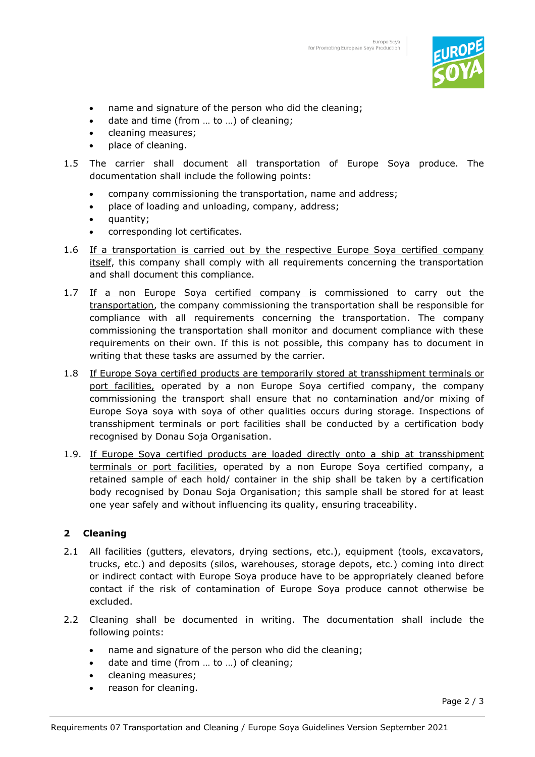- name and signature of the person who did the cleaning;
- date and time (from … to …) of cleaning;
- cleaning measures;
- place of cleaning.

1.5 The carrier shall document all transportation of Europe Soya produce. The documentation shall include the following points:

- company commissioning the transportation, name and address;
- place of loading and unloading, company, address;
- quantity;
- corresponding lot certificates.

1.6 <u>If a transportation is carried out by the respective Europe Soya certified company itself</u>, this company shall comply with all requirements concerning the transportation and shall document this compliance.

1.7 <u>If a non Europe Soya certified company is commissioned to carry out the transportation</u>, the company commissioning the transportation shall be responsible for compliance with all requirements concerning the transportation. The company commissioning the transportation shall monitor and document compliance with these requirements on their own. If this is not possible, this company has to document in writing that these tasks are assumed by the carrier.

1.8 <u>If Europe Soya certified products are temporarily stored at transshipment terminals or port facilities,</u> operated by a non Europe Soya certified company, the company commissioning the transport shall ensure that no contamination and/or mixing of Europe Soya soya with soya of other qualities occurs during storage. Inspections of transshipment terminals or port facilities shall be conducted by a certification body recognised by Donau Soja Organisation.

1.9. <u>If Europe Soya certified products are loaded directly onto a ship at transshipment terminals or port facilities,</u> operated by a non Europe Soya certified company, a retained sample of each hold/ container in the ship shall be taken by a certification body recognised by Donau Soja Organisation; this sample shall be stored for at least one year safely and without influencing its quality, ensuring traceability.

## 2 Cleaning

2.1 All facilities (gutters, elevators, drying sections, etc.), equipment (tools, excavators, trucks, etc.) and deposits (silos, warehouses, storage depots, etc.) coming into direct or indirect contact with Europe Soya produce have to be appropriately cleaned before contact if the risk of contamination of Europe Soya produce cannot otherwise be excluded.

2.2 Cleaning shall be documented in writing. The documentation shall include the following points:

- name and signature of the person who did the cleaning;
- date and time (from … to …) of cleaning;
- cleaning measures;
- reason for cleaning.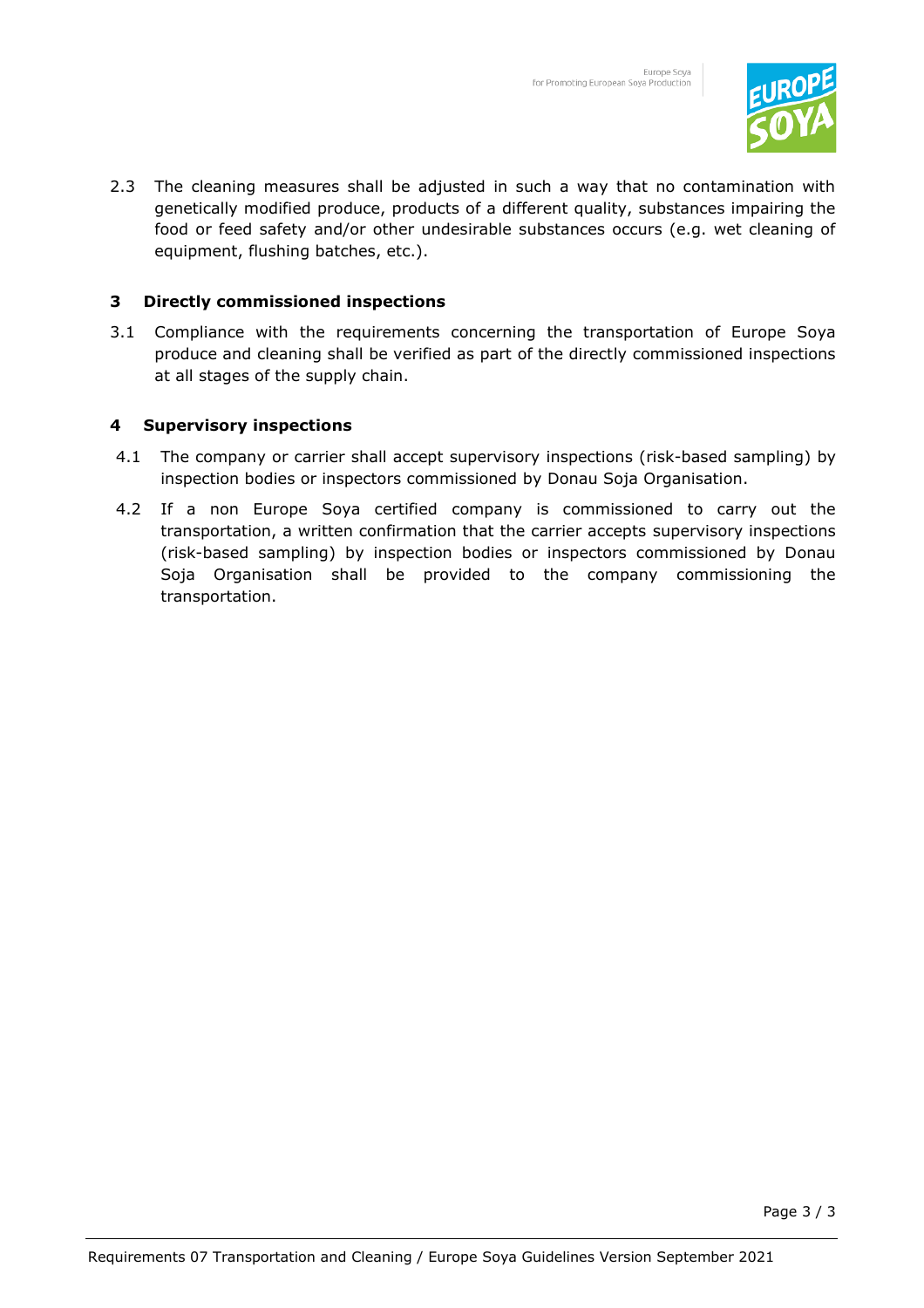2.3 The cleaning measures shall be adjusted in such a way that no contamination with genetically modified produce, products of a different quality, substances impairing the food or feed safety and/or other undesirable substances occurs (e.g. wet cleaning of equipment, flushing batches, etc.).

## 3 Directly commissioned inspections

3.1 Compliance with the requirements concerning the transportation of Europe Soya produce and cleaning shall be verified as part of the directly commissioned inspections at all stages of the supply chain.

## 4 Supervisory inspections

4.1 The company or carrier shall accept supervisory inspections (risk-based sampling) by inspection bodies or inspectors commissioned by Donau Soja Organisation.

4.2 If a non Europe Soya certified company is commissioned to carry out the transportation, a written confirmation that the carrier accepts supervisory inspections (risk-based sampling) by inspection bodies or inspectors commissioned by Donau Soja Organisation shall be provided to the company commissioning the transportation.